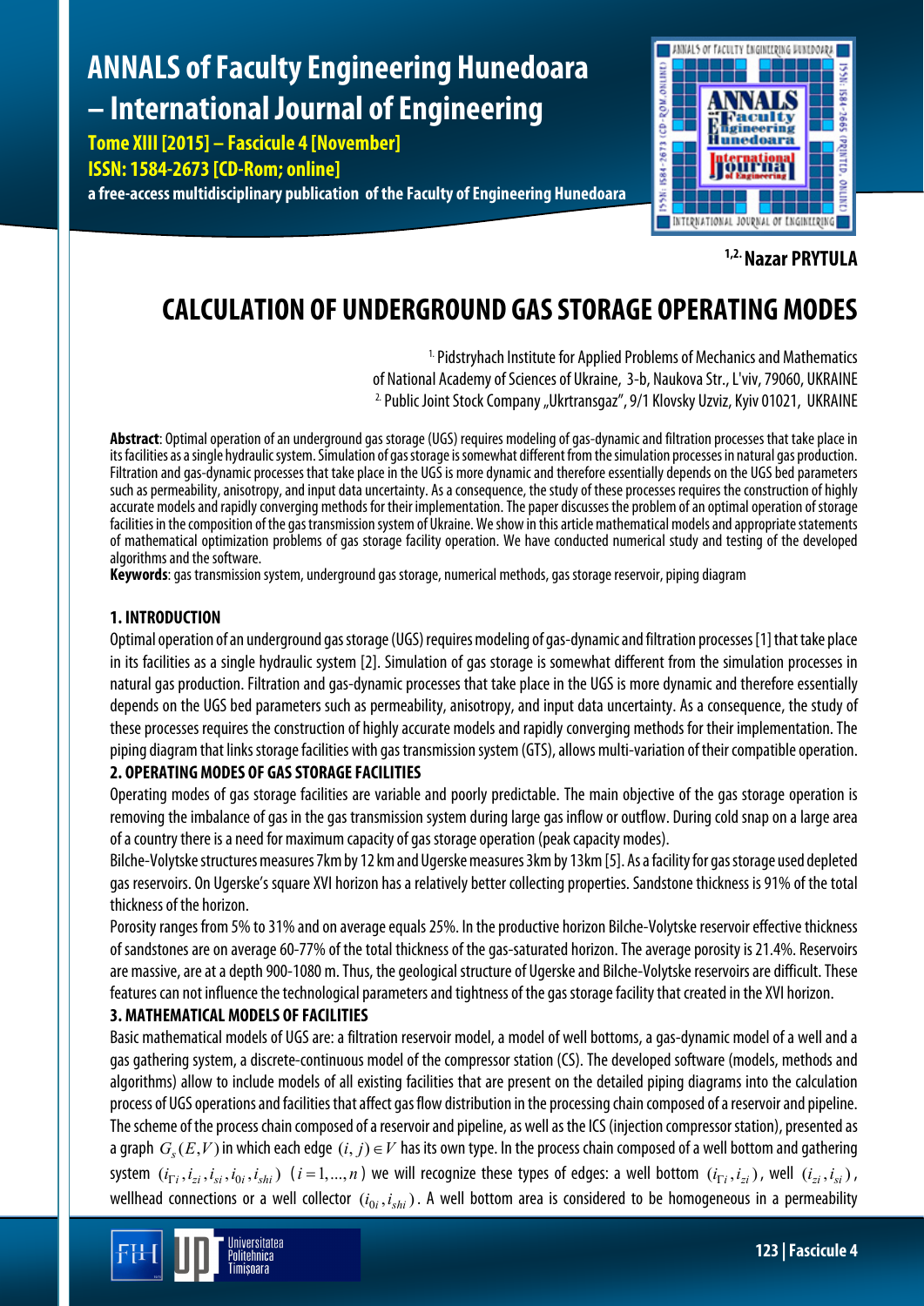# CALCULATION OF UNDERGROUND GAS STORAGE OPERATING MODES

[1,2] **Nazar PRYTULA**

[1] Pidstryhach Institute for Applied Problems of Mechanics and Mathematics of National Academy of Sciences of Ukraine, 3-b, Naukova Str., L'viv, 79060, UKRAINE
[2] Public Joint Stock Company „Ukrtransgaz", 9/1 Klovsky Uzviz, Kyiv 01021, UKRAINE

**Abstract**: Optimal operation of an underground gas storage (UGS) requires modeling of gas-dynamic and filtration processes that take place in its facilities as a single hydraulic system. Simulation of gas storage is somewhat different from the simulation processes in natural gas production. Filtration and gas-dynamic processes that take place in the UGS is more dynamic and therefore essentially depends on the UGS bed parameters such as permeability, anisotropy, and input data uncertainty. As a consequence, the study of these processes requires the construction of highly accurate models and rapidly converging methods for their implementation. The paper discusses the problem of an optimal operation of storage facilities in the composition of the gas transmission system of Ukraine. We show in this article mathematical models and appropriate statements of mathematical optimization problems of gas storage facility operation. We have conducted numerical study and testing of the developed algorithms and the software.

**Keywords**: gas transmission system, underground gas storage, numerical methods, gas storage reservoir, piping diagram

## 1. INTRODUCTION

Optimal operation of an underground gas storage (UGS) requires modeling of gas-dynamic and filtration processes [1] that take place in its facilities as a single hydraulic system [2]. Simulation of gas storage is somewhat different from the simulation processes in natural gas production. Filtration and gas-dynamic processes that take place in the UGS is more dynamic and therefore essentially depends on the UGS bed parameters such as permeability, anisotropy, and input data uncertainty. As a consequence, the study of these processes requires the construction of highly accurate models and rapidly converging methods for their implementation. The piping diagram that links storage facilities with gas transmission system (GTS), allows multi-variation of their compatible operation.

## 2. OPERATING MODES OF GAS STORAGE FACILITIES

Operating modes of gas storage facilities are variable and poorly predictable. The main objective of the gas storage operation is removing the imbalance of gas in the gas transmission system during large gas inflow or outflow. During cold snap on a large area of a country there is a need for maximum capacity of gas storage operation (peak capacity modes).

Bilche-Volytske structures measures 7km by 12 km and Ugerske measures 3km by 13km [5]. As a facility for gas storage used depleted gas reservoirs. On Ugerske's square XVI horizon has a relatively better collecting properties. Sandstone thickness is 91% of the total thickness of the horizon.

Porosity ranges from 5% to 31% and on average equals 25%. In the productive horizon Bilche-Volytske reservoir effective thickness of sandstones are on average 60-77% of the total thickness of the gas-saturated horizon. The average porosity is 21.4%. Reservoirs are massive, are at a depth 900-1080 m. Thus, the geological structure of Ugerske and Bilche-Volytske reservoirs are difficult. These features can not influence the technological parameters and tightness of the gas storage facility that created in the XVI horizon.

## 3. MATHEMATICAL MODELS OF FACILITIES

Basic mathematical models of UGS are: a filtration reservoir model, a model of well bottoms, a gas-dynamic model of a well and a gas gathering system, a discrete-continuous model of the compressor station (CS). The developed software (models, methods and algorithms) allow to include models of all existing facilities that are present on the detailed piping diagrams into the calculation process of UGS operations and facilities that affect gas flow distribution in the processing chain composed of a reservoir and pipeline. The scheme of the process chain composed of a reservoir and pipeline, as well as the ICS (injection compressor station), presented as a graph $G_s(E,V)$ in which each edge $(i,j)\in V$ has its own type. In the process chain composed of a well bottom and gathering system $(i_{\Gamma i}, i_{zi}, i_{si}, i_{0i}, i_{shi})$ $(i=1,...,n)$ we will recognize these types of edges: a well bottom $(i_{\Gamma i}, i_{zi})$, well $(i_{zi}, i_{si})$, wellhead connections or a well collector $(i_{0i}, i_{shi})$. A well bottom area is considered to be homogeneous in a permeability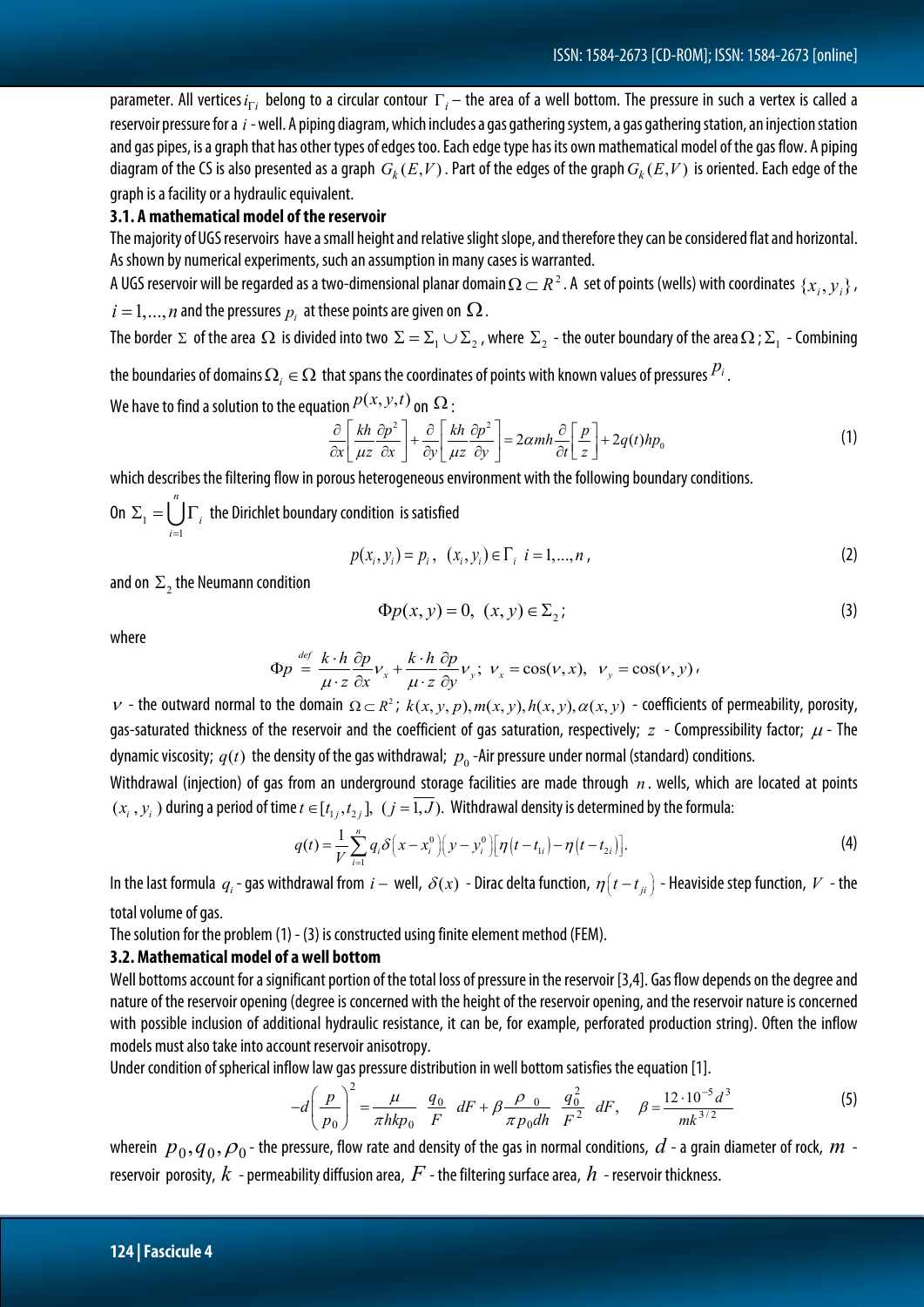parameter. All vertices $i_{\Gamma_i}$ belong to a circular contour $\Gamma_i$ – the area of a well bottom. The pressure in such a vertex is called a reservoir pressure for a $i$ - well. A piping diagram, which includes a gas gathering system, a gas gathering station, an injection station and gas pipes, is a graph that has other types of edges too. Each edge type has its own mathematical model of the gas flow. A piping diagram of the CS is also presented as a graph $G_k(E,V)$. Part of the edges of the graph $G_k(E,V)$ is oriented. Each edge of the graph is a facility or a hydraulic equivalent.

### 3.1. A mathematical model of the reservoir

The majority of UGS reservoirs have a small height and relative slight slope, and therefore they can be considered flat and horizontal. As shown by numerical experiments, such an assumption in many cases is warranted.

A UGS reservoir will be regarded as a two-dimensional planar domain $\Omega \subset R^2$. A set of points (wells) with coordinates $\{x_i, y_i\}$, $i = 1,...,n$ and the pressures $p_i$ at these points are given on $\Omega$.

The border $\Sigma$ of the area $\Omega$ is divided into two $\Sigma = \Sigma_1 \cup \Sigma_2$, where $\Sigma_2$ - the outer boundary of the area $\Omega$; $\Sigma_1$ - Combining the boundaries of domains $\Omega_i \in \Omega$ that spans the coordinates of points with known values of pressures $p_i$.

We have to find a solution to the equation $p(x,y,t)$ on $\Omega$:

$$\frac{\partial}{\partial x}\left[\frac{kh}{\mu z}\frac{\partial p^2}{\partial x}\right] + \frac{\partial}{\partial y}\left[\frac{kh}{\mu z}\frac{\partial p^2}{\partial y}\right] = 2\alpha mh\frac{\partial}{\partial t}\left[\frac{p}{z}\right] + 2q(t)hp_0 \tag{1}$$

which describes the filtering flow in porous heterogeneous environment with the following boundary conditions.

On $\Sigma_1 = \bigcup_{i=1}^{n} \Gamma_i$ the Dirichlet boundary condition is satisfied

$$p(x_i, y_i) = p_i, \quad (x_i, y_i) \in \Gamma_i \;\; i = 1,...,n, \tag{2}$$

and on $\Sigma_2$ the Neumann condition

$$\Phi p(x,y) = 0, \quad (x,y) \in \Sigma_2; \tag{3}$$

where

$$\Phi p \overset{def}{=} \frac{k \cdot h}{\mu \cdot z}\frac{\partial p}{\partial x}\nu_x + \frac{k \cdot h}{\mu \cdot z}\frac{\partial p}{\partial y}\nu_y; \;\; \nu_x = \cos(\nu, x), \quad \nu_y = \cos(\nu, y),$$

$\nu$ - the outward normal to the domain $\Omega \subset R^2$; $k(x,y,p), m(x,y), h(x,y), \alpha(x,y)$ - coefficients of permeability, porosity, gas-saturated thickness of the reservoir and the coefficient of gas saturation, respectively; $z$ - Compressibility factor; $\mu$ - The dynamic viscosity; $q(t)$ the density of the gas withdrawal; $p_0$ -Air pressure under normal (standard) conditions.

Withdrawal (injection) of gas from an underground storage facilities are made through $n$. wells, which are located at points $(x_i, y_i)$ during a period of time $t \in [t_{1j}, t_{2j}], \;\; (j = \overline{1,J})$. Withdrawal density is determined by the formula:

$$q(t) = \frac{1}{V}\sum_{i=1}^{n} q_i \delta\left(x - x_i^0\right)\left(y - y_i^0\right)\left[\eta\left(t - t_{1i}\right) - \eta\left(t - t_{2i}\right)\right]. \tag{4}$$

In the last formula $q_i$ - gas withdrawal from $i-$ well, $\delta(x)$ - Dirac delta function, $\eta\left(t - t_{ji}\right)$ - Heaviside step function, $V$ - the total volume of gas.

The solution for the problem (1) - (3) is constructed using finite element method (FEM).

### 3.2. Mathematical model of a well bottom

Well bottoms account for a significant portion of the total loss of pressure in the reservoir [3,4]. Gas flow depends on the degree and nature of the reservoir opening (degree is concerned with the height of the reservoir opening, and the reservoir nature is concerned with possible inclusion of additional hydraulic resistance, it can be, for example, perforated production string). Often the inflow models must also take into account reservoir anisotropy.

Under condition of spherical inflow law gas pressure distribution in well bottom satisfies the equation [1].

$$-d\left(\frac{p}{p_0}\right)^2 = \frac{\mu}{\pi hkp_0}\;\frac{q_0}{F}\;\; dF + \beta\frac{\rho_{\;0}}{\pi p_0 dh}\;\frac{q_0^2}{F^2}\;\; dF, \quad \beta = \frac{12 \cdot 10^{-5} d^3}{mk^{3/2}} \tag{5}$$

wherein $p_0, q_0, \rho_0$ - the pressure, flow rate and density of the gas in normal conditions, $d$ - a grain diameter of rock, $m$ - reservoir porosity, $k$ - permeability diffusion area, $F$ - the filtering surface area, $h$ - reservoir thickness.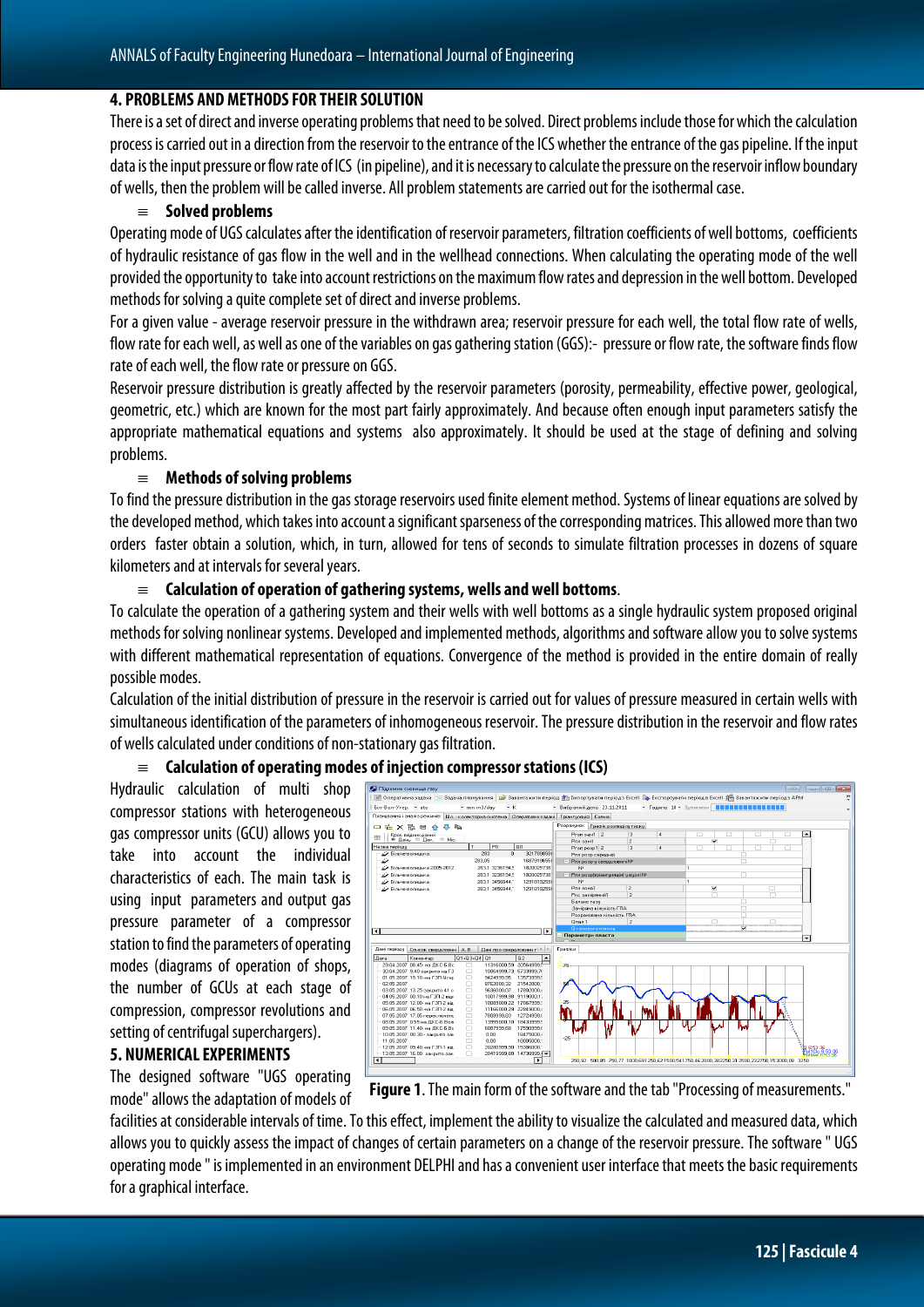## 4. PROBLEMS AND METHODS FOR THEIR SOLUTION

There is a set of direct and inverse operating problems that need to be solved. Direct problems include those for which the calculation process is carried out in a direction from the reservoir to the entrance of the ICS whether the entrance of the gas pipeline. If the input data is the input pressure or flow rate of ICS (in pipeline), and it is necessary to calculate the pressure on the reservoir inflow boundary of wells, then the problem will be called inverse. All problem statements are carried out for the isothermal case.

### ≡ Solved problems

Operating mode of UGS calculates after the identification of reservoir parameters, filtration coefficients of well bottoms, coefficients of hydraulic resistance of gas flow in the well and in the wellhead connections. When calculating the operating mode of the well provided the opportunity to take into account restrictions on the maximum flow rates and depression in the well bottom. Developed methods for solving a quite complete set of direct and inverse problems.

For a given value - average reservoir pressure in the withdrawn area; reservoir pressure for each well, the total flow rate of wells, flow rate for each well, as well as one of the variables on gas gathering station (GGS):- pressure or flow rate, the software finds flow rate of each well, the flow rate or pressure on GGS.

Reservoir pressure distribution is greatly affected by the reservoir parameters (porosity, permeability, effective power, geological, geometric, etc.) which are known for the most part fairly approximately. And because often enough input parameters satisfy the appropriate mathematical equations and systems also approximately. It should be used at the stage of defining and solving problems.

### ≡ Methods of solving problems

To find the pressure distribution in the gas storage reservoirs used finite element method. Systems of linear equations are solved by the developed method, which takes into account a significant sparseness of the corresponding matrices. This allowed more than two orders faster obtain a solution, which, in turn, allowed for tens of seconds to simulate filtration processes in dozens of square kilometers and at intervals for several years.

### ≡ Calculation of operation of gathering systems, wells and well bottoms.

To calculate the operation of a gathering system and their wells with well bottoms as a single hydraulic system proposed original methods for solving nonlinear systems. Developed and implemented methods, algorithms and software allow you to solve systems with different mathematical representation of equations. Convergence of the method is provided in the entire domain of really possible modes.

Calculation of the initial distribution of pressure in the reservoir is carried out for values of pressure measured in certain wells with simultaneous identification of the parameters of inhomogeneous reservoir. The pressure distribution in the reservoir and flow rates of wells calculated under conditions of non-stationary gas filtration.

### ≡ Calculation of operating modes of injection compressor stations (ICS)

Hydraulic calculation of multi shop compressor stations with heterogeneous gas compressor units (GCU) allows you to take into account the individual characteristics of each. The main task is using input parameters and output gas pressure parameter of a compressor station to find the parameters of operating modes (diagrams of operation of shops, the number of GCUs at each stage of compression, compressor revolutions and setting of centrifugal superchargers).

## 5. NUMERICAL EXPERIMENTS

The designed software "UGS operating mode" allows the adaptation of models of facilities at considerable intervals of time. To this effect, implement the ability to visualize the calculated and measured data, which allows you to quickly assess the impact of changes of certain parameters on a change of the reservoir pressure. The software " UGS operating mode " is implemented in an environment DELPHI and has a convenient user interface that meets the basic requirements for a graphical interface.

**Figure 1**. The main form of the software and the tab "Processing of measurements."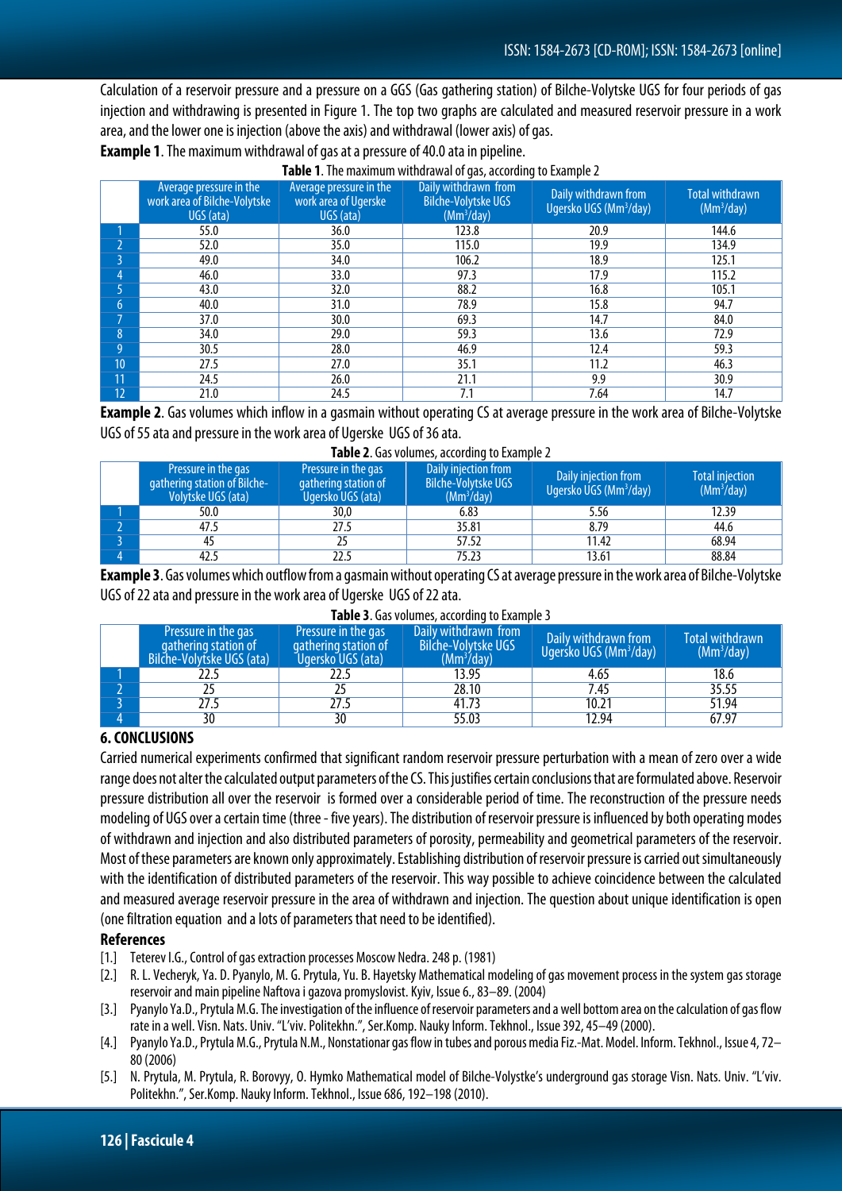Calculation of a reservoir pressure and a pressure on a GGS (Gas gathering station) of Bilche-Volytske UGS for four periods of gas injection and withdrawing is presented in Figure 1. The top two graphs are calculated and measured reservoir pressure in a work area, and the lower one is injection (above the axis) and withdrawal (lower axis) of gas.

**Example 1**. The maximum withdrawal of gas at a pressure of 40.0 ata in pipeline.

**Table 1**. The maximum withdrawal of gas, according to Example 2

| | Average pressure in the work area of Bilche-Volytske UGS (ata) | Average pressure in the work area of Ugerske UGS (ata) | Daily withdrawn from Bilche-Volytske UGS (Mm$^3$/day) | Daily withdrawn from Ugersko UGS (Mm$^3$/day) | Total withdrawn (Mm$^3$/day) |
|---|---|---|---|---|---|
| 1 | 55.0 | 36.0 | 123.8 | 20.9 | 144.6 |
| 2 | 52.0 | 35.0 | 115.0 | 19.9 | 134.9 |
| 3 | 49.0 | 34.0 | 106.2 | 18.9 | 125.1 |
| 4 | 46.0 | 33.0 | 97.3 | 17.9 | 115.2 |
| 5 | 43.0 | 32.0 | 88.2 | 16.8 | 105.1 |
| 6 | 40.0 | 31.0 | 78.9 | 15.8 | 94.7 |
| 7 | 37.0 | 30.0 | 69.3 | 14.7 | 84.0 |
| 8 | 34.0 | 29.0 | 59.3 | 13.6 | 72.9 |
| 9 | 30.5 | 28.0 | 46.9 | 12.4 | 59.3 |
| 10 | 27.5 | 27.0 | 35.1 | 11.2 | 46.3 |
| 11 | 24.5 | 26.0 | 21.1 | 9.9 | 30.9 |
| 12 | 21.0 | 24.5 | 7.1 | 7.64 | 14.7 |

**Example 2**. Gas volumes which inflow in a gasmain without operating CS at average pressure in the work area of Bilche-Volytske UGS of 55 ata and pressure in the work area of Ugerske UGS of 36 ata.

**Table 2**. Gas volumes, according to Example 2

| | Pressure in the gas gathering station of Bilche-Volytske UGS (ata) | Pressure in the gas gathering station of Ugersko UGS (ata) | Daily injection from Bilche-Volytske UGS (Mm$^3$/day) | Daily injection from Ugersko UGS (Mm$^3$/day) | Total injection (Mm$^3$/day) |
|---|---|---|---|---|---|
| 1 | 50.0 | 30,0 | 6.83 | 5.56 | 12.39 |
| 2 | 47.5 | 27.5 | 35.81 | 8.79 | 44.6 |
| 3 | 45 | 25 | 57.52 | 11.42 | 68.94 |
| 4 | 42.5 | 22.5 | 75.23 | 13.61 | 88.84 |

**Example 3**. Gas volumes which outflow from a gasmain without operating CS at average pressure in the work area of Bilche-Volytske UGS of 22 ata and pressure in the work area of Ugerske UGS of 22 ata.

**Table 3**. Gas volumes, according to Example 3

| | Pressure in the gas gathering station of Bilche-Volytske UGS (ata) | Pressure in the gas gathering station of Ugersko UGS (ata) | Daily withdrawn from Bilche-Volytske UGS (Mm$^3$/day) | Daily withdrawn from Ugersko UGS (Mm$^3$/day) | Total withdrawn (Mm$^3$/day) |
|---|---|---|---|---|---|
| 1 | 22.5 | 22.5 | 13.95 | 4.65 | 18.6 |
| 2 | 25 | 25 | 28.10 | 7.45 | 35.55 |
| 3 | 27.5 | 27.5 | 41.73 | 10.21 | 51.94 |
| 4 | 30 | 30 | 55.03 | 12.94 | 67.97 |

## 6. CONCLUSIONS

Carried numerical experiments confirmed that significant random reservoir pressure perturbation with a mean of zero over a wide range does not alter the calculated output parameters of the CS. This justifies certain conclusions that are formulated above. Reservoir pressure distribution all over the reservoir is formed over a considerable period of time. The reconstruction of the pressure needs modeling of UGS over a certain time (three - five years). The distribution of reservoir pressure is influenced by both operating modes of withdrawn and injection and also distributed parameters of porosity, permeability and geometrical parameters of the reservoir. Most of these parameters are known only approximately. Establishing distribution of reservoir pressure is carried out simultaneously with the identification of distributed parameters of the reservoir. This way possible to achieve coincidence between the calculated and measured average reservoir pressure in the area of withdrawn and injection. The question about unique identification is open (one filtration equation and a lots of parameters that need to be identified).

## References

[1.] Teterev I.G., Control of gas extraction processes Moscow Nedra. 248 p. (1981)

[2.] R. L. Vecheryk, Ya. D. Pyanylo, M. G. Prytula, Yu. B. Hayetsky Mathematical modeling of gas movement process in the system gas storage reservoir and main pipeline Naftova i gazova promyslovist. Kyiv, Issue 6., 83–89. (2004)

[3.] Pyanylo Ya.D., Prytula M.G. The investigation of the influence of reservoir parameters and a well bottom area on the calculation of gas flow rate in a well. Visn. Nats. Univ. "L'viv. Politekhn.", Ser.Komp. Nauky Inform. Tekhnol., Issue 392, 45–49 (2000).

[4.] Pyanylo Ya.D., Prytula M.G., Prytula N.M., Nonstationar gas flow in tubes and porous media Fiz.-Mat. Model. Inform. Tekhnol., Issue 4, 72–80 (2006)

[5.] N. Prytula, M. Prytula, R. Borovyy, O. Hymko Mathematical model of Bilche-Volystke's underground gas storage Visn. Nats. Univ. "L'viv. Politekhn.", Ser.Komp. Nauky Inform. Tekhnol., Issue 686, 192–198 (2010).